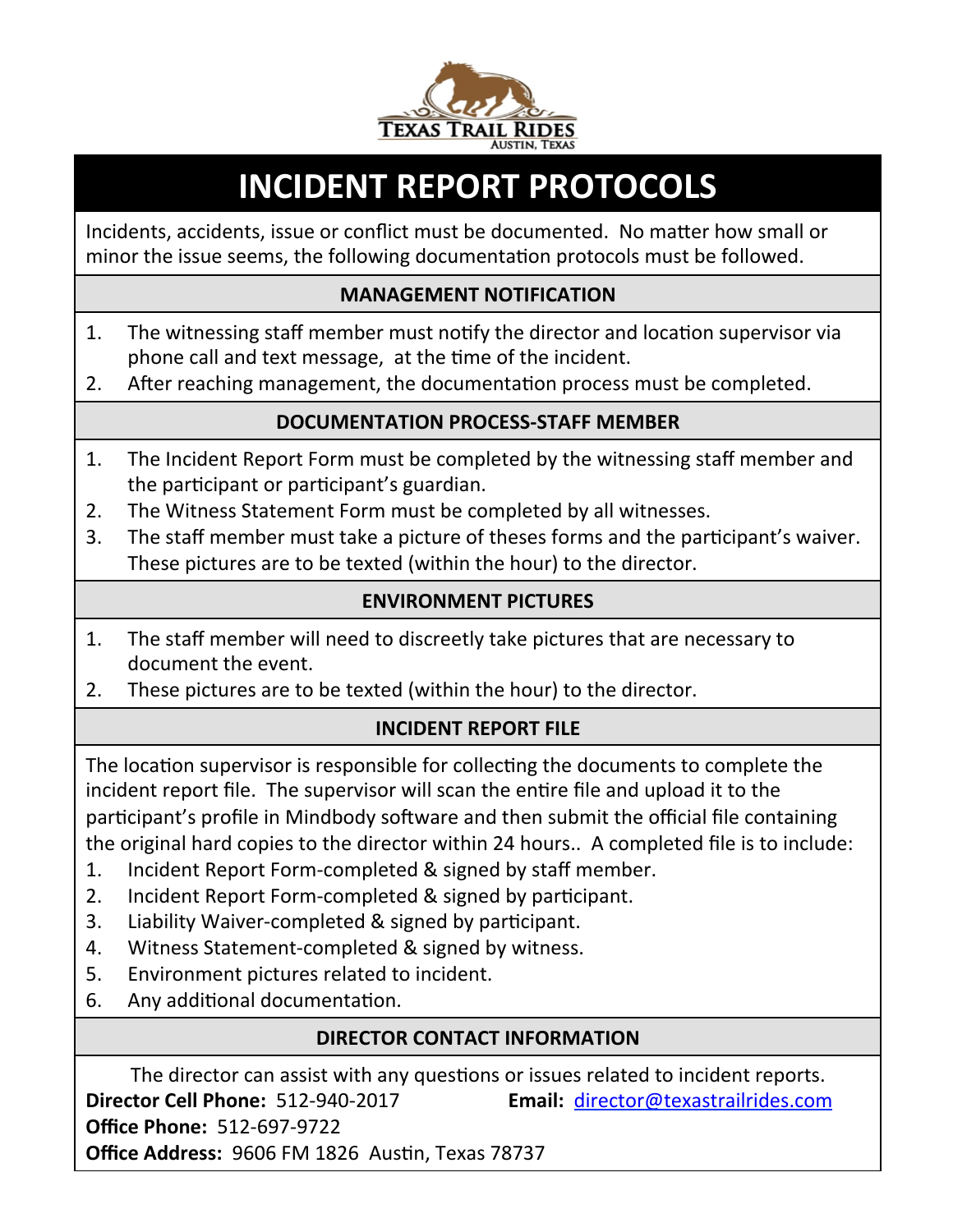TEXAS TRAIL RIDES
AUSTIN, TEXAS

# INCIDENT REPORT PROTOCOLS

Incidents, accidents, issue or conflict must be documented. No matter how small or minor the issue seems, the following documentation protocols must be followed.

## MANAGEMENT NOTIFICATION

1. The witnessing staff member must notify the director and location supervisor via phone call and text message, at the time of the incident.
2. After reaching management, the documentation process must be completed.

## DOCUMENTATION PROCESS-STAFF MEMBER

1. The Incident Report Form must be completed by the witnessing staff member and the participant or participant's guardian.
2. The Witness Statement Form must be completed by all witnesses.
3. The staff member must take a picture of theses forms and the participant's waiver. These pictures are to be texted (within the hour) to the director.

## ENVIRONMENT PICTURES

1. The staff member will need to discreetly take pictures that are necessary to document the event.
2. These pictures are to be texted (within the hour) to the director.

## INCIDENT REPORT FILE

The location supervisor is responsible for collecting the documents to complete the incident report file. The supervisor will scan the entire file and upload it to the participant's profile in Mindbody software and then submit the official file containing the original hard copies to the director within 24 hours.. A completed file is to include:

1. Incident Report Form-completed & signed by staff member.
2. Incident Report Form-completed & signed by participant.
3. Liability Waiver-completed & signed by participant.
4. Witness Statement-completed & signed by witness.
5. Environment pictures related to incident.
6. Any additional documentation.

## DIRECTOR CONTACT INFORMATION

The director can assist with any questions or issues related to incident reports.

**Director Cell Phone:** 512-940-2017 **Email:** director@texastrailrides.com

**Office Phone:** 512-697-9722

**Office Address:** 9606 FM 1826 Austin, Texas 78737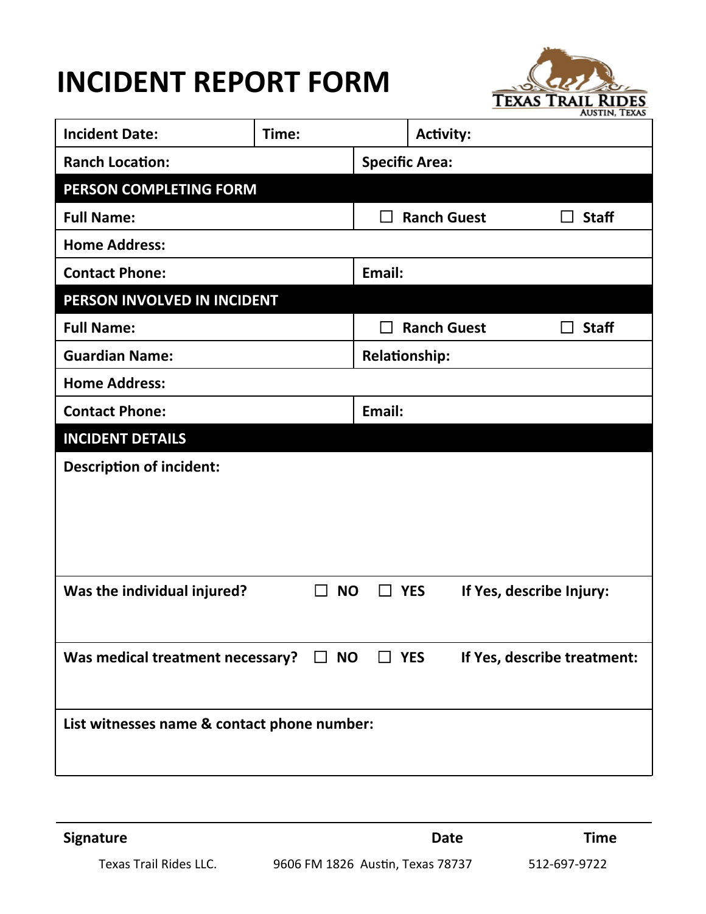# INCIDENT REPORT FORM

TEXAS TRAIL RIDES
AUSTIN, TEXAS

| Incident Date: | Time: | Activity: |
|---|---|---|
| **Ranch Location:** | **Specific Area:** | |

| **PERSON COMPLETING FORM** | | |
|---|---|---|
| **Full Name:** | ☐ **Ranch Guest** | ☐ **Staff** |
| **Home Address:** | | |
| **Contact Phone:** | **Email:** | |

| **PERSON INVOLVED IN INCIDENT** | | |
|---|---|---|
| **Full Name:** | ☐ **Ranch Guest** | ☐ **Staff** |
| **Guardian Name:** | **Relationship:** | |
| **Home Address:** | | |
| **Contact Phone:** | **Email:** | |

## INCIDENT DETAILS

**Description of incident:**

**Was the individual injured?** ☐ **NO** ☐ **YES** **If Yes, describe Injury:**

**Was medical treatment necessary?** ☐ **NO** ☐ **YES** **If Yes, describe treatment:**

**List witnesses name & contact phone number:**

**Signature** **Date** **Time**

Texas Trail Rides LLC. 9606 FM 1826 Austin, Texas 78737 512-697-9722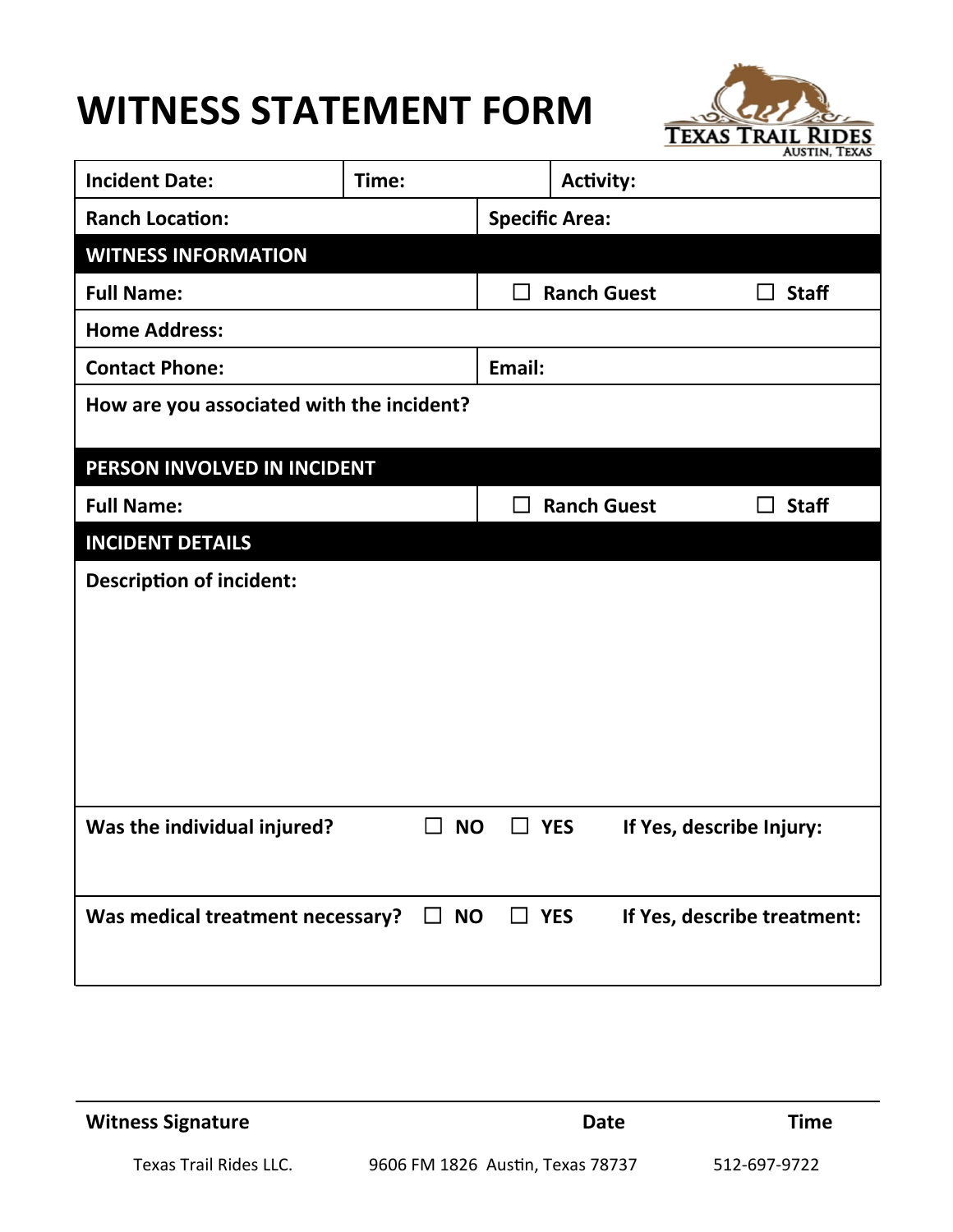# WITNESS STATEMENT FORM

TEXAS TRAIL RIDES
AUSTIN, TEXAS

| | | |
|---|---|---|
| **Incident Date:** | **Time:** | **Activity:** |
| **Ranch Location:** | **Specific Area:** | |
| **WITNESS INFORMATION** | | |
| **Full Name:** | ☐ **Ranch Guest** | ☐ **Staff** |
| **Home Address:** | | |
| **Contact Phone:** | **Email:** | |
| **How are you associated with the incident?** | | |
| **PERSON INVOLVED IN INCIDENT** | | |
| **Full Name:** | ☐ **Ranch Guest** | ☐ **Staff** |
| **INCIDENT DETAILS** | | |
| **Description of incident:** | | |
| **Was the individual injured?** | ☐ **NO** ☐ **YES** | **If Yes, describe Injury:** |
| **Was medical treatment necessary?** | ☐ **NO** ☐ **YES** | **If Yes, describe treatment:** |

**Witness Signature** **Date** **Time**

Texas Trail Rides LLC. 9606 FM 1826 Austin, Texas 78737 512-697-9722